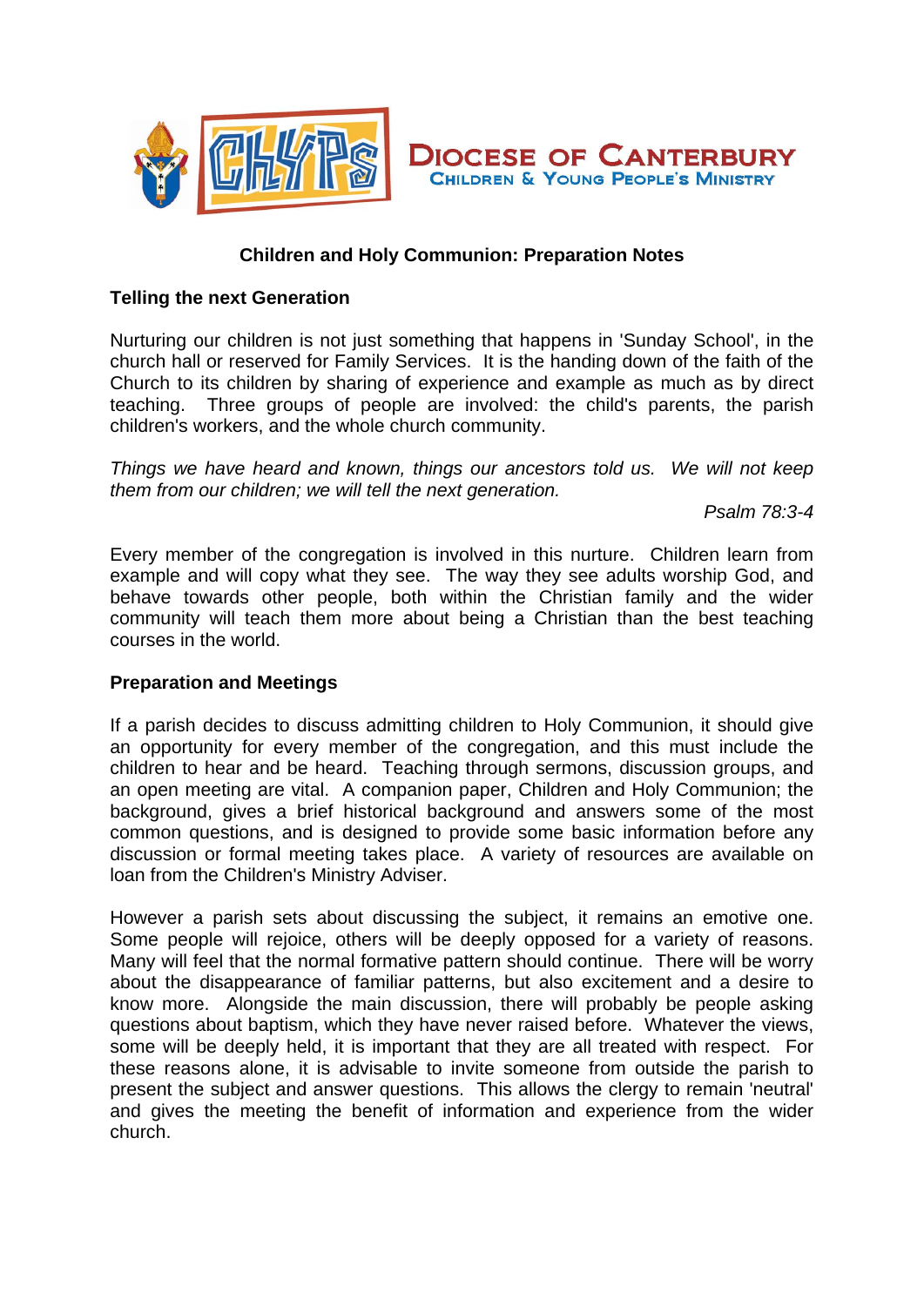DIOCESE OF CANTERBURY
CHILDREN & YOUNG PEOPLE'S MINISTRY

## Children and Holy Communion: Preparation Notes

### Telling the next Generation

Nurturing our children is not just something that happens in 'Sunday School', in the church hall or reserved for Family Services. It is the handing down of the faith of the Church to its children by sharing of experience and example as much as by direct teaching. Three groups of people are involved: the child's parents, the parish children's workers, and the whole church community.

*Things we have heard and known, things our ancestors told us. We will not keep them from our children; we will tell the next generation.*

*Psalm 78:3-4*

Every member of the congregation is involved in this nurture. Children learn from example and will copy what they see. The way they see adults worship God, and behave towards other people, both within the Christian family and the wider community will teach them more about being a Christian than the best teaching courses in the world.

### Preparation and Meetings

If a parish decides to discuss admitting children to Holy Communion, it should give an opportunity for every member of the congregation, and this must include the children to hear and be heard. Teaching through sermons, discussion groups, and an open meeting are vital. A companion paper, Children and Holy Communion; the background, gives a brief historical background and answers some of the most common questions, and is designed to provide some basic information before any discussion or formal meeting takes place. A variety of resources are available on loan from the Children's Ministry Adviser.

However a parish sets about discussing the subject, it remains an emotive one. Some people will rejoice, others will be deeply opposed for a variety of reasons. Many will feel that the normal formative pattern should continue. There will be worry about the disappearance of familiar patterns, but also excitement and a desire to know more. Alongside the main discussion, there will probably be people asking questions about baptism, which they have never raised before. Whatever the views, some will be deeply held, it is important that they are all treated with respect. For these reasons alone, it is advisable to invite someone from outside the parish to present the subject and answer questions. This allows the clergy to remain 'neutral' and gives the meeting the benefit of information and experience from the wider church.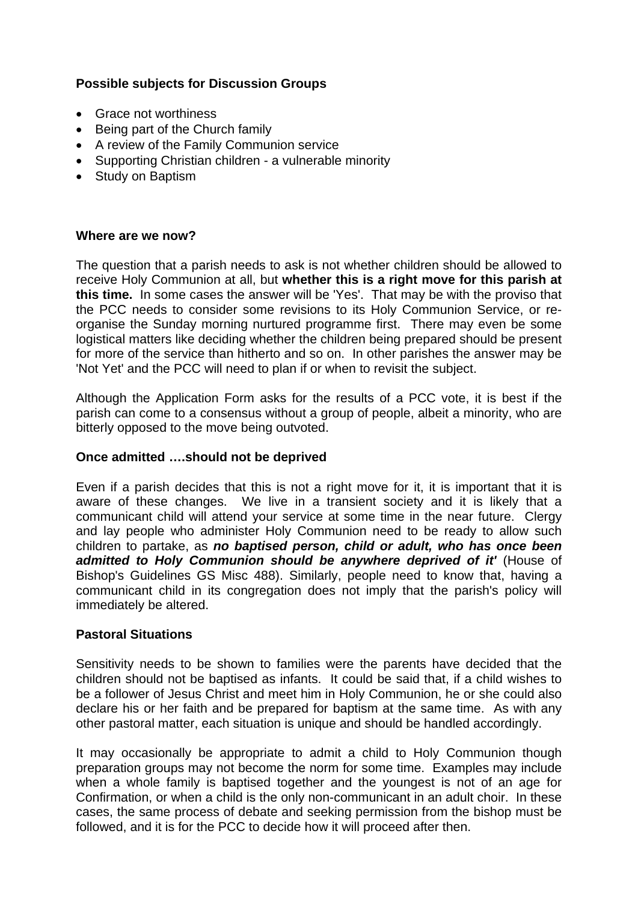**Possible subjects for Discussion Groups**

- Grace not worthiness
- Being part of the Church family
- A review of the Family Communion service
- Supporting Christian children - a vulnerable minority
- Study on Baptism

**Where are we now?**

The question that a parish needs to ask is not whether children should be allowed to receive Holy Communion at all, but **whether this is a right move for this parish at this time.** In some cases the answer will be 'Yes'. That may be with the proviso that the PCC needs to consider some revisions to its Holy Communion Service, or re-organise the Sunday morning nurtured programme first. There may even be some logistical matters like deciding whether the children being prepared should be present for more of the service than hitherto and so on. In other parishes the answer may be 'Not Yet' and the PCC will need to plan if or when to revisit the subject.

Although the Application Form asks for the results of a PCC vote, it is best if the parish can come to a consensus without a group of people, albeit a minority, who are bitterly opposed to the move being outvoted.

**Once admitted ….should not be deprived**

Even if a parish decides that this is not a right move for it, it is important that it is aware of these changes. We live in a transient society and it is likely that a communicant child will attend your service at some time in the near future. Clergy and lay people who administer Holy Communion need to be ready to allow such children to partake, as ***no baptised person, child or adult, who has once been admitted to Holy Communion should be anywhere deprived of it'*** (House of Bishop's Guidelines GS Misc 488). Similarly, people need to know that, having a communicant child in its congregation does not imply that the parish's policy will immediately be altered.

**Pastoral Situations**

Sensitivity needs to be shown to families were the parents have decided that the children should not be baptised as infants. It could be said that, if a child wishes to be a follower of Jesus Christ and meet him in Holy Communion, he or she could also declare his or her faith and be prepared for baptism at the same time. As with any other pastoral matter, each situation is unique and should be handled accordingly.

It may occasionally be appropriate to admit a child to Holy Communion though preparation groups may not become the norm for some time. Examples may include when a whole family is baptised together and the youngest is not of an age for Confirmation, or when a child is the only non-communicant in an adult choir. In these cases, the same process of debate and seeking permission from the bishop must be followed, and it is for the PCC to decide how it will proceed after then.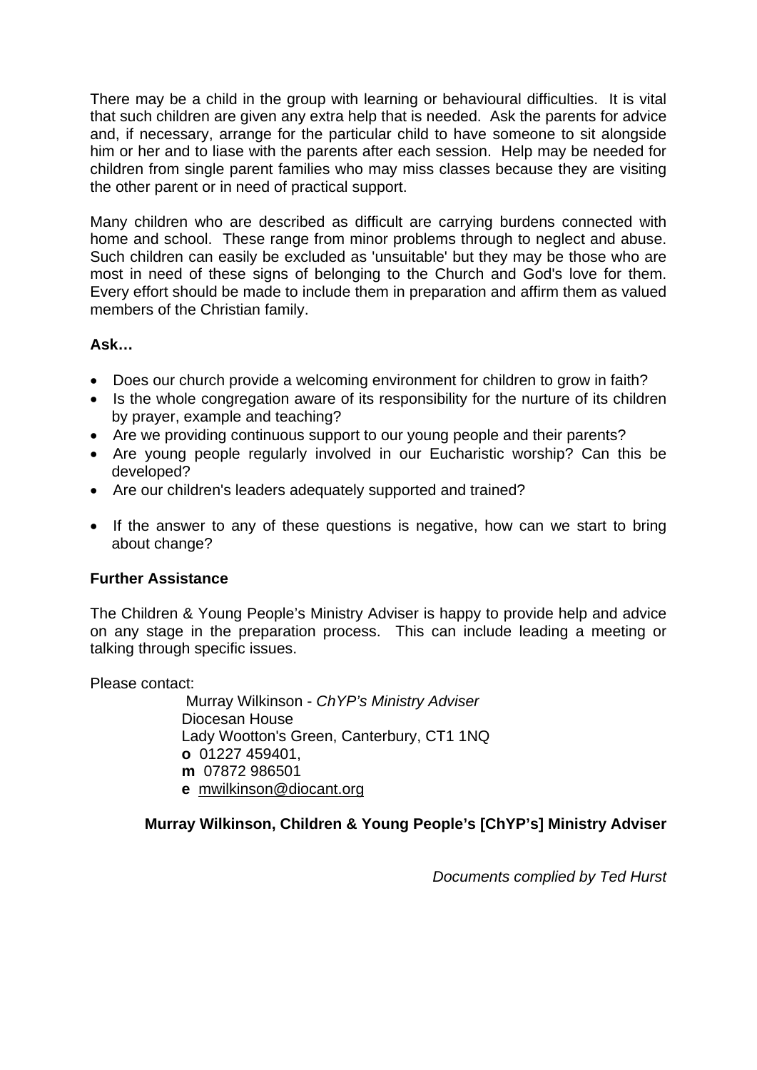There may be a child in the group with learning or behavioural difficulties. It is vital that such children are given any extra help that is needed. Ask the parents for advice and, if necessary, arrange for the particular child to have someone to sit alongside him or her and to liase with the parents after each session. Help may be needed for children from single parent families who may miss classes because they are visiting the other parent or in need of practical support.

Many children who are described as difficult are carrying burdens connected with home and school. These range from minor problems through to neglect and abuse. Such children can easily be excluded as 'unsuitable' but they may be those who are most in need of these signs of belonging to the Church and God's love for them. Every effort should be made to include them in preparation and affirm them as valued members of the Christian family.

**Ask…**

- Does our church provide a welcoming environment for children to grow in faith?
- Is the whole congregation aware of its responsibility for the nurture of its children by prayer, example and teaching?
- Are we providing continuous support to our young people and their parents?
- Are young people regularly involved in our Eucharistic worship? Can this be developed?
- Are our children's leaders adequately supported and trained?
- If the answer to any of these questions is negative, how can we start to bring about change?

**Further Assistance**

The Children & Young People's Ministry Adviser is happy to provide help and advice on any stage in the preparation process. This can include leading a meeting or talking through specific issues.

Please contact:

Murray Wilkinson - *ChYP's Ministry Adviser*
Diocesan House
Lady Wootton's Green, Canterbury, CT1 1NQ
**o** 01227 459401,
**m** 07872 986501
**e** mwilkinson@diocant.org

**Murray Wilkinson, Children & Young People's [ChYP's] Ministry Adviser**

*Documents complied by Ted Hurst*